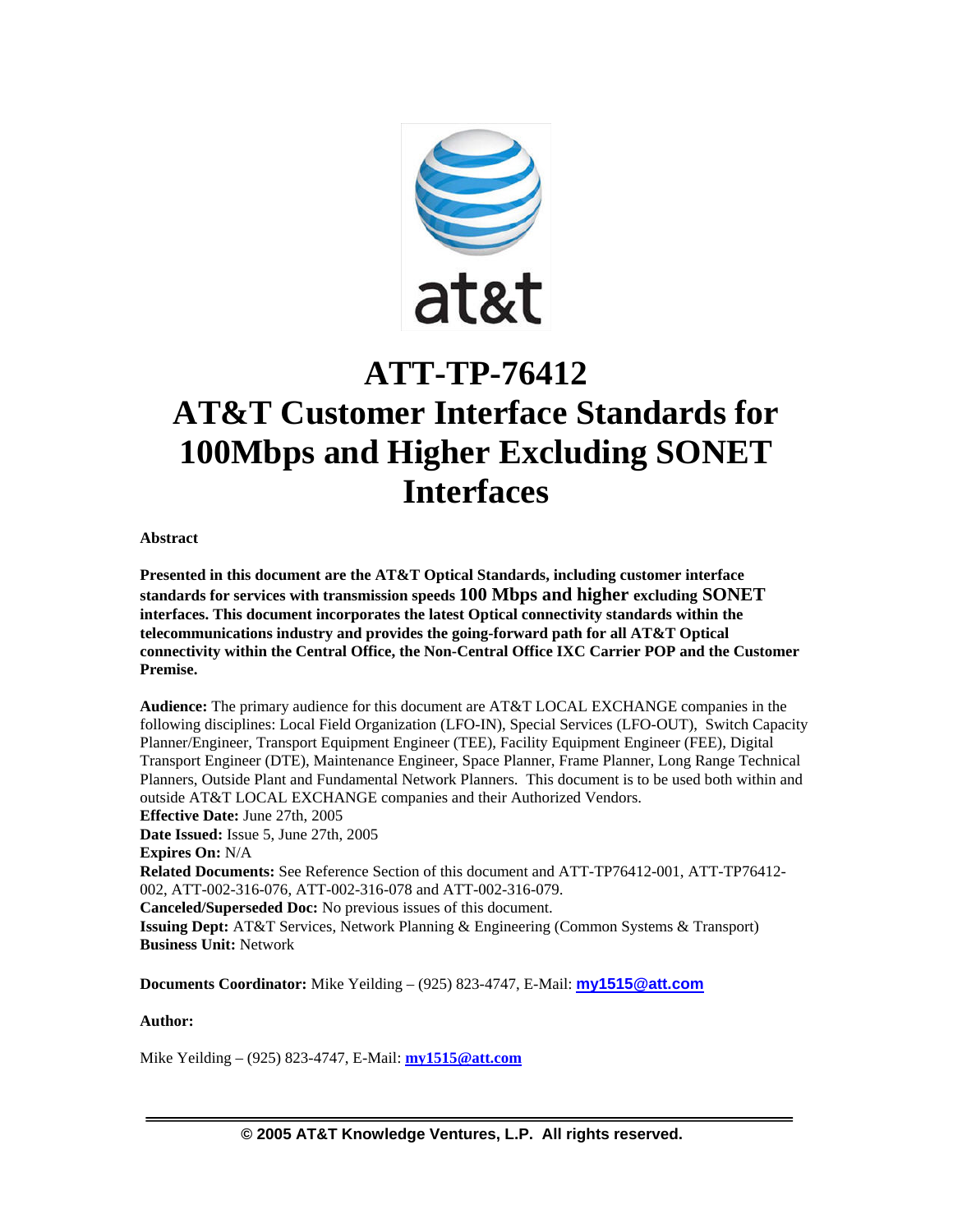# ATT-TP-76412
# AT&T Customer Interface Standards for 100Mbps and Higher Excluding SONET Interfaces

**Abstract**

**Presented in this document are the AT&T Optical Standards, including customer interface standards for services with transmission speeds 100 Mbps and higher excluding SONET interfaces. This document incorporates the latest Optical connectivity standards within the telecommunications industry and provides the going-forward path for all AT&T Optical connectivity within the Central Office, the Non-Central Office IXC Carrier POP and the Customer Premise.**

**Audience:** The primary audience for this document are AT&T LOCAL EXCHANGE companies in the following disciplines: Local Field Organization (LFO-IN), Special Services (LFO-OUT), Switch Capacity Planner/Engineer, Transport Equipment Engineer (TEE), Facility Equipment Engineer (FEE), Digital Transport Engineer (DTE), Maintenance Engineer, Space Planner, Frame Planner, Long Range Technical Planners, Outside Plant and Fundamental Network Planners. This document is to be used both within and outside AT&T LOCAL EXCHANGE companies and their Authorized Vendors.
**Effective Date:** June 27th, 2005
**Date Issued:** Issue 5, June 27th, 2005
**Expires On:** N/A
**Related Documents:** See Reference Section of this document and ATT-TP76412-001, ATT-TP76412-002, ATT-002-316-076, ATT-002-316-078 and ATT-002-316-079.
**Canceled/Superseded Doc:** No previous issues of this document.
**Issuing Dept:** AT&T Services, Network Planning & Engineering (Common Systems & Transport)
**Business Unit:** Network

**Documents Coordinator:** Mike Yeilding – (925) 823-4747, E-Mail: **my1515@att.com**

**Author:**

Mike Yeilding – (925) 823-4747, E-Mail: **my1515@att.com**

**© 2005 AT&T Knowledge Ventures, L.P. All rights reserved.**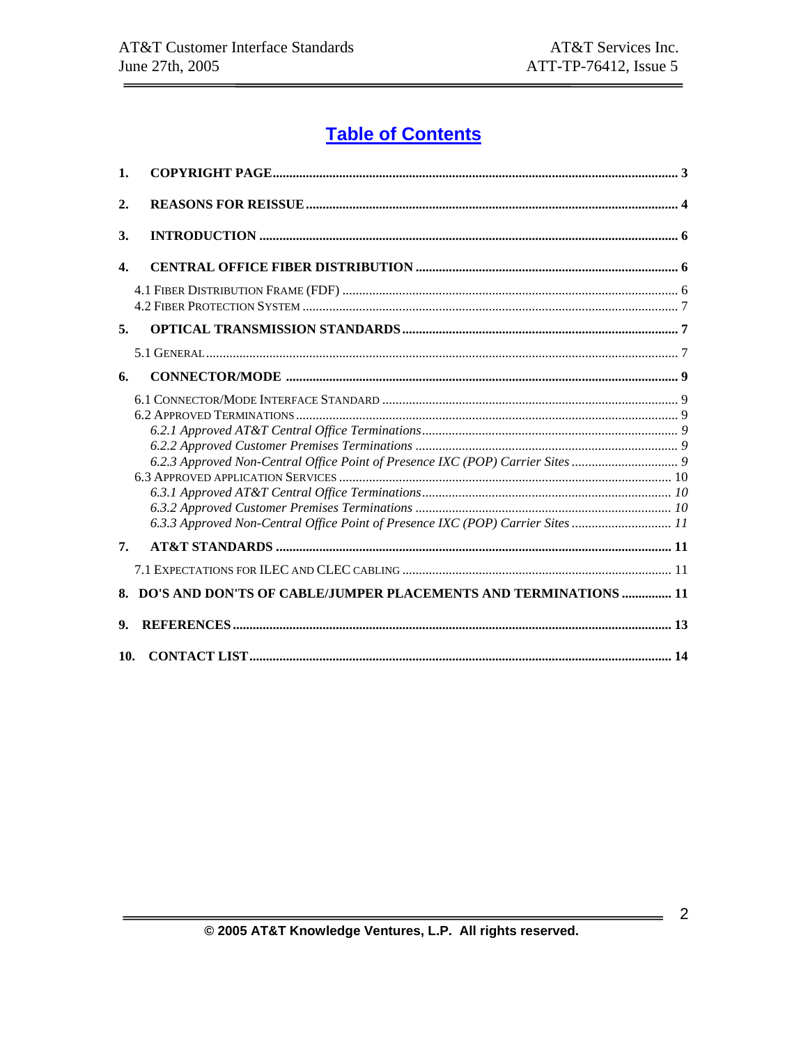# Table of Contents

**1. COPYRIGHT PAGE** .......... **3**

**2. REASONS FOR REISSUE** .......... **4**

**3. INTRODUCTION** .......... **6**

**4. CENTRAL OFFICE FIBER DISTRIBUTION** .......... **6**

- 4.1 Fiber Distribution Frame (FDF) .......... 6
- 4.2 Fiber Protection System .......... 7

**5. OPTICAL TRANSMISSION STANDARDS** .......... **7**

- 5.1 General .......... 7

**6. CONNECTOR/MODE** .......... **9**

- 6.1 Connector/Mode Interface Standard .......... 9
- 6.2 Approved Terminations .......... 9
  - *6.2.1 Approved AT&T Central Office Terminations* .......... *9*
  - *6.2.2 Approved Customer Premises Terminations* .......... *9*
  - *6.2.3 Approved Non-Central Office Point of Presence IXC (POP) Carrier Sites* .......... *9*
- 6.3 Approved Application Services .......... 10
  - *6.3.1 Approved AT&T Central Office Terminations* .......... *10*
  - *6.3.2 Approved Customer Premises Terminations* .......... *10*
  - *6.3.3 Approved Non-Central Office Point of Presence IXC (POP) Carrier Sites* .......... *11*

**7. AT&T STANDARDS** .......... **11**

- 7.1 Expectations for ILEC and CLEC cabling .......... 11

**8. DO'S AND DON'TS OF CABLE/JUMPER PLACEMENTS AND TERMINATIONS** .......... **11**

**9. REFERENCES** .......... **13**

**10. CONTACT LIST** .......... **14**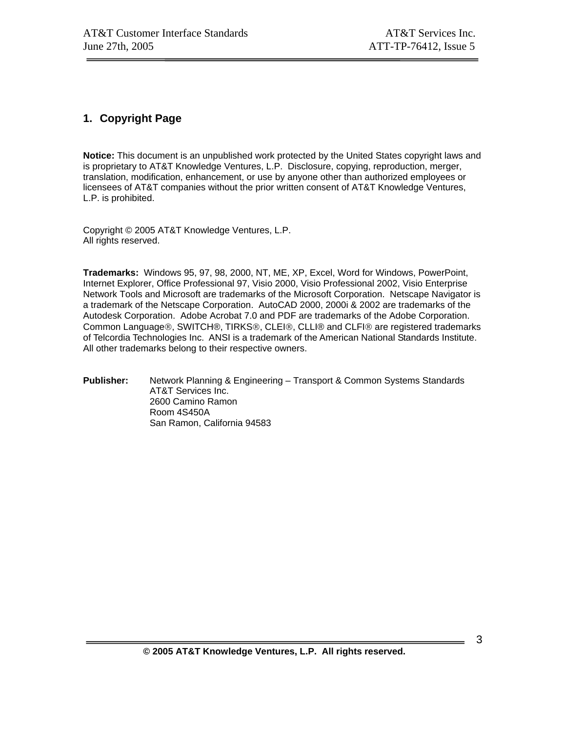# 1. Copyright Page

**Notice:** This document is an unpublished work protected by the United States copyright laws and is proprietary to AT&T Knowledge Ventures, L.P. Disclosure, copying, reproduction, merger, translation, modification, enhancement, or use by anyone other than authorized employees or licensees of AT&T companies without the prior written consent of AT&T Knowledge Ventures, L.P. is prohibited.

Copyright © 2005 AT&T Knowledge Ventures, L.P.
All rights reserved.

**Trademarks:** Windows 95, 97, 98, 2000, NT, ME, XP, Excel, Word for Windows, PowerPoint, Internet Explorer, Office Professional 97, Visio 2000, Visio Professional 2002, Visio Enterprise Network Tools and Microsoft are trademarks of the Microsoft Corporation. Netscape Navigator is a trademark of the Netscape Corporation. AutoCAD 2000, 2000i & 2002 are trademarks of the Autodesk Corporation. Adobe Acrobat 7.0 and PDF are trademarks of the Adobe Corporation. Common Language®, SWITCH®, TIRKS®, CLEI®, CLLI® and CLFI® are registered trademarks of Telcordia Technologies Inc. ANSI is a trademark of the American National Standards Institute. All other trademarks belong to their respective owners.

**Publisher:** Network Planning & Engineering – Transport & Common Systems Standards
AT&T Services Inc.
2600 Camino Ramon
Room 4S450A
San Ramon, California 94583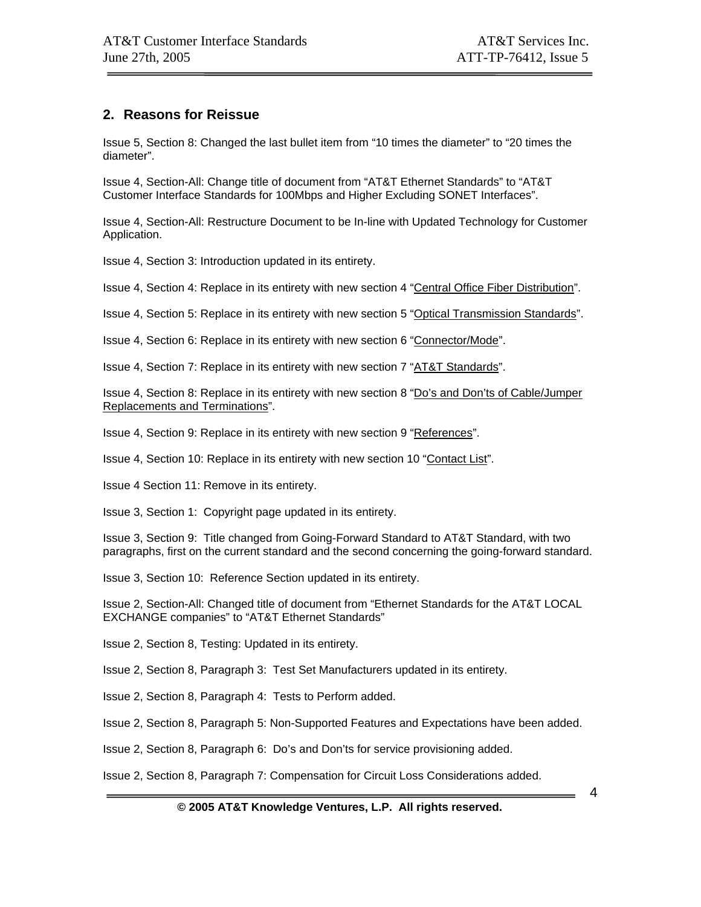## 2. Reasons for Reissue

Issue 5, Section 8: Changed the last bullet item from "10 times the diameter" to "20 times the diameter".

Issue 4, Section-All: Change title of document from "AT&T Ethernet Standards" to "AT&T Customer Interface Standards for 100Mbps and Higher Excluding SONET Interfaces".

Issue 4, Section-All: Restructure Document to be In-line with Updated Technology for Customer Application.

Issue 4, Section 3: Introduction updated in its entirety.

Issue 4, Section 4: Replace in its entirety with new section 4 "Central Office Fiber Distribution".

Issue 4, Section 5: Replace in its entirety with new section 5 "Optical Transmission Standards".

Issue 4, Section 6: Replace in its entirety with new section 6 "Connector/Mode".

Issue 4, Section 7: Replace in its entirety with new section 7 "AT&T Standards".

Issue 4, Section 8: Replace in its entirety with new section 8 "Do's and Don'ts of Cable/Jumper Replacements and Terminations".

Issue 4, Section 9: Replace in its entirety with new section 9 "References".

Issue 4, Section 10: Replace in its entirety with new section 10 "Contact List".

Issue 4 Section 11: Remove in its entirety.

Issue 3, Section 1: Copyright page updated in its entirety.

Issue 3, Section 9: Title changed from Going-Forward Standard to AT&T Standard, with two paragraphs, first on the current standard and the second concerning the going-forward standard.

Issue 3, Section 10: Reference Section updated in its entirety.

Issue 2, Section-All: Changed title of document from "Ethernet Standards for the AT&T LOCAL EXCHANGE companies" to "AT&T Ethernet Standards"

Issue 2, Section 8, Testing: Updated in its entirety.

Issue 2, Section 8, Paragraph 3: Test Set Manufacturers updated in its entirety.

Issue 2, Section 8, Paragraph 4: Tests to Perform added.

Issue 2, Section 8, Paragraph 5: Non-Supported Features and Expectations have been added.

Issue 2, Section 8, Paragraph 6: Do's and Don'ts for service provisioning added.

Issue 2, Section 8, Paragraph 7: Compensation for Circuit Loss Considerations added.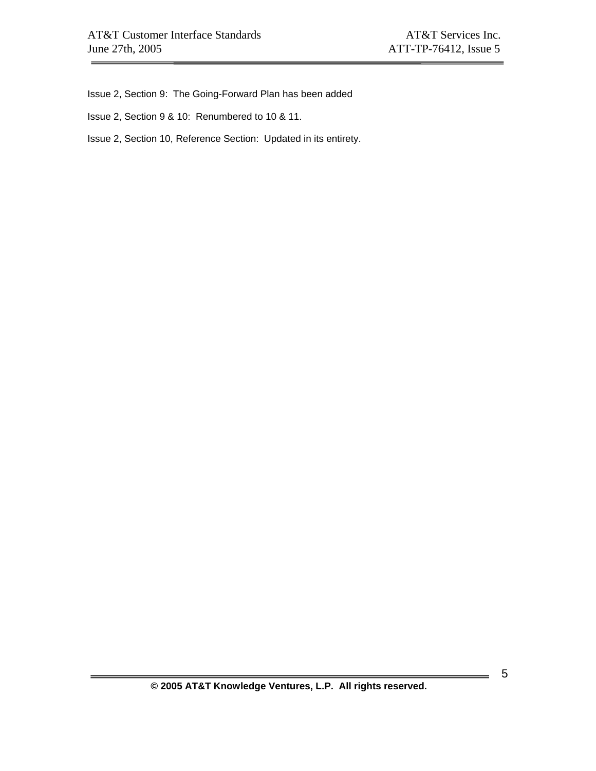Issue 2, Section 9:  The Going-Forward Plan has been added

Issue 2, Section 9 & 10:  Renumbered to 10 & 11.

Issue 2, Section 10, Reference Section:  Updated in its entirety.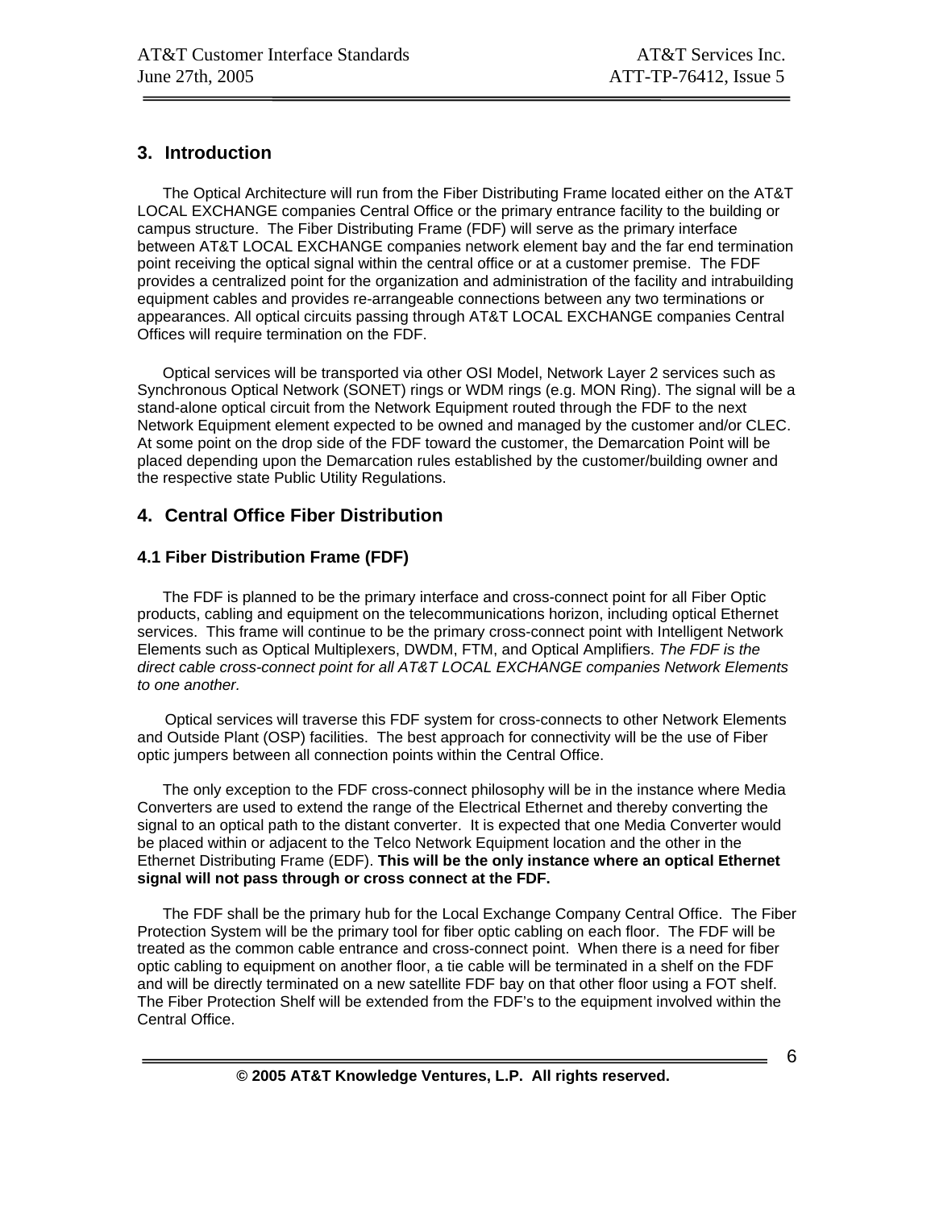## 3. Introduction

The Optical Architecture will run from the Fiber Distributing Frame located either on the AT&T LOCAL EXCHANGE companies Central Office or the primary entrance facility to the building or campus structure. The Fiber Distributing Frame (FDF) will serve as the primary interface between AT&T LOCAL EXCHANGE companies network element bay and the far end termination point receiving the optical signal within the central office or at a customer premise. The FDF provides a centralized point for the organization and administration of the facility and intrabuilding equipment cables and provides re-arrangeable connections between any two terminations or appearances. All optical circuits passing through AT&T LOCAL EXCHANGE companies Central Offices will require termination on the FDF.

Optical services will be transported via other OSI Model, Network Layer 2 services such as Synchronous Optical Network (SONET) rings or WDM rings (e.g. MON Ring). The signal will be a stand-alone optical circuit from the Network Equipment routed through the FDF to the next Network Equipment element expected to be owned and managed by the customer and/or CLEC. At some point on the drop side of the FDF toward the customer, the Demarcation Point will be placed depending upon the Demarcation rules established by the customer/building owner and the respective state Public Utility Regulations.

## 4. Central Office Fiber Distribution

### 4.1 Fiber Distribution Frame (FDF)

The FDF is planned to be the primary interface and cross-connect point for all Fiber Optic products, cabling and equipment on the telecommunications horizon, including optical Ethernet services. This frame will continue to be the primary cross-connect point with Intelligent Network Elements such as Optical Multiplexers, DWDM, FTM, and Optical Amplifiers. *The FDF is the direct cable cross-connect point for all AT&T LOCAL EXCHANGE companies Network Elements to one another.*

Optical services will traverse this FDF system for cross-connects to other Network Elements and Outside Plant (OSP) facilities. The best approach for connectivity will be the use of Fiber optic jumpers between all connection points within the Central Office.

The only exception to the FDF cross-connect philosophy will be in the instance where Media Converters are used to extend the range of the Electrical Ethernet and thereby converting the signal to an optical path to the distant converter. It is expected that one Media Converter would be placed within or adjacent to the Telco Network Equipment location and the other in the Ethernet Distributing Frame (EDF). **This will be the only instance where an optical Ethernet signal will not pass through or cross connect at the FDF.**

The FDF shall be the primary hub for the Local Exchange Company Central Office. The Fiber Protection System will be the primary tool for fiber optic cabling on each floor. The FDF will be treated as the common cable entrance and cross-connect point. When there is a need for fiber optic cabling to equipment on another floor, a tie cable will be terminated in a shelf on the FDF and will be directly terminated on a new satellite FDF bay on that other floor using a FOT shelf. The Fiber Protection Shelf will be extended from the FDF's to the equipment involved within the Central Office.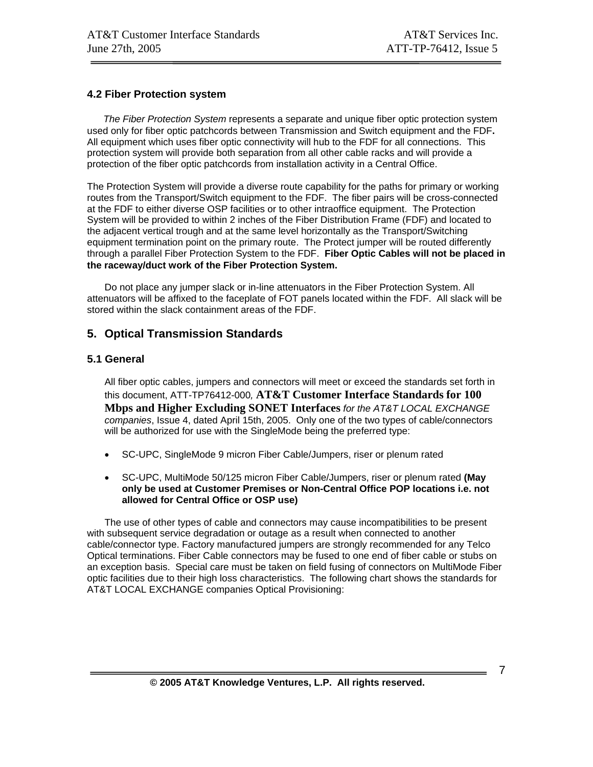### 4.2 Fiber Protection system

*The Fiber Protection System* represents a separate and unique fiber optic protection system used only for fiber optic patchcords between Transmission and Switch equipment and the FDF**.** All equipment which uses fiber optic connectivity will hub to the FDF for all connections. This protection system will provide both separation from all other cable racks and will provide a protection of the fiber optic patchcords from installation activity in a Central Office.

The Protection System will provide a diverse route capability for the paths for primary or working routes from the Transport/Switch equipment to the FDF. The fiber pairs will be cross-connected at the FDF to either diverse OSP facilities or to other intraoffice equipment. The Protection System will be provided to within 2 inches of the Fiber Distribution Frame (FDF) and located to the adjacent vertical trough and at the same level horizontally as the Transport/Switching equipment termination point on the primary route. The Protect jumper will be routed differently through a parallel Fiber Protection System to the FDF. **Fiber Optic Cables will not be placed in the raceway/duct work of the Fiber Protection System.**

Do not place any jumper slack or in-line attenuators in the Fiber Protection System. All attenuators will be affixed to the faceplate of FOT panels located within the FDF. All slack will be stored within the slack containment areas of the FDF.

## 5. Optical Transmission Standards

### 5.1 General

All fiber optic cables, jumpers and connectors will meet or exceed the standards set forth in this document, ATT-TP76412-000*,* **AT&T Customer Interface Standards for 100 Mbps and Higher Excluding SONET Interfaces** *for the AT&T LOCAL EXCHANGE companies*, Issue 4, dated April 15th, 2005. Only one of the two types of cable/connectors will be authorized for use with the SingleMode being the preferred type:

- SC-UPC, SingleMode 9 micron Fiber Cable/Jumpers, riser or plenum rated
- SC-UPC, MultiMode 50/125 micron Fiber Cable/Jumpers, riser or plenum rated **(May only be used at Customer Premises or Non-Central Office POP locations i.e. not allowed for Central Office or OSP use)**

The use of other types of cable and connectors may cause incompatibilities to be present with subsequent service degradation or outage as a result when connected to another cable/connector type. Factory manufactured jumpers are strongly recommended for any Telco Optical terminations. Fiber Cable connectors may be fused to one end of fiber cable or stubs on an exception basis. Special care must be taken on field fusing of connectors on MultiMode Fiber optic facilities due to their high loss characteristics. The following chart shows the standards for AT&T LOCAL EXCHANGE companies Optical Provisioning: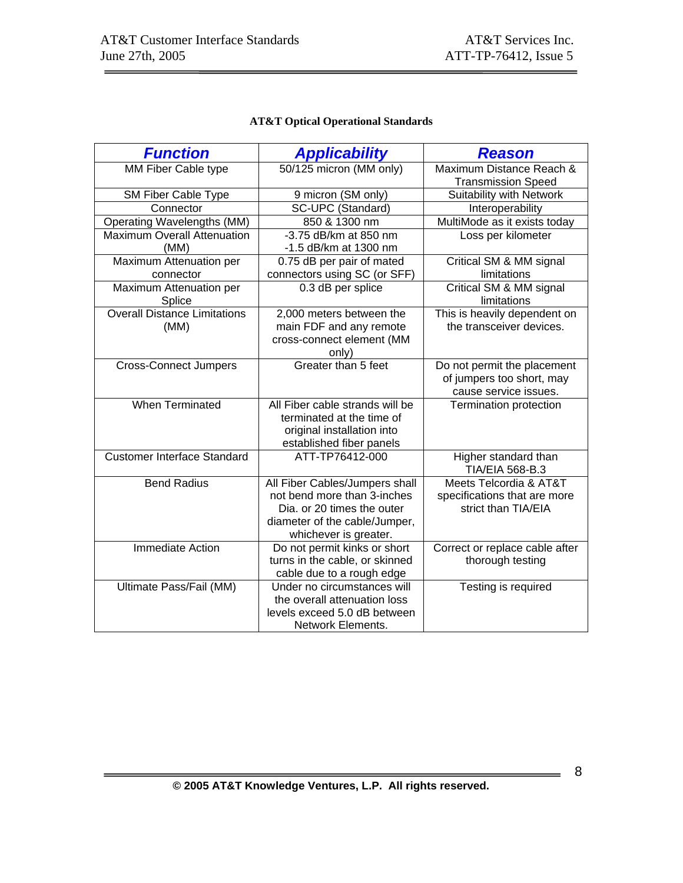**AT&T Optical Operational Standards**

| ***Function*** | ***Applicability*** | ***Reason*** |
|---|---|---|
| MM Fiber Cable type | 50/125 micron (MM only) | Maximum Distance Reach & Transmission Speed |
| SM Fiber Cable Type | 9 micron (SM only) | Suitability with Network |
| Connector | SC-UPC (Standard) | Interoperability |
| Operating Wavelengths (MM) | 850 & 1300 nm | MultiMode as it exists today |
| Maximum Overall Attenuation (MM) | -3.75 dB/km at 850 nm<br>-1.5 dB/km at 1300 nm | Loss per kilometer |
| Maximum Attenuation per connector | 0.75 dB per pair of mated connectors using SC (or SFF) | Critical SM & MM signal limitations |
| Maximum Attenuation per Splice | 0.3 dB per splice | Critical SM & MM signal limitations |
| Overall Distance Limitations (MM) | 2,000 meters between the main FDF and any remote cross-connect element (MM only) | This is heavily dependent on the transceiver devices. |
| Cross-Connect Jumpers | Greater than 5 feet | Do not permit the placement of jumpers too short, may cause service issues. |
| When Terminated | All Fiber cable strands will be terminated at the time of original installation into established fiber panels | Termination protection |
| Customer Interface Standard | ATT-TP76412-000 | Higher standard than TIA/EIA 568-B.3 |
| Bend Radius | All Fiber Cables/Jumpers shall not bend more than 3-inches Dia. or 20 times the outer diameter of the cable/Jumper, whichever is greater. | Meets Telcordia & AT&T specifications that are more strict than TIA/EIA |
| Immediate Action | Do not permit kinks or short turns in the cable, or skinned cable due to a rough edge | Correct or replace cable after thorough testing |
| Ultimate Pass/Fail (MM) | Under no circumstances will the overall attenuation loss levels exceed 5.0 dB between Network Elements. | Testing is required |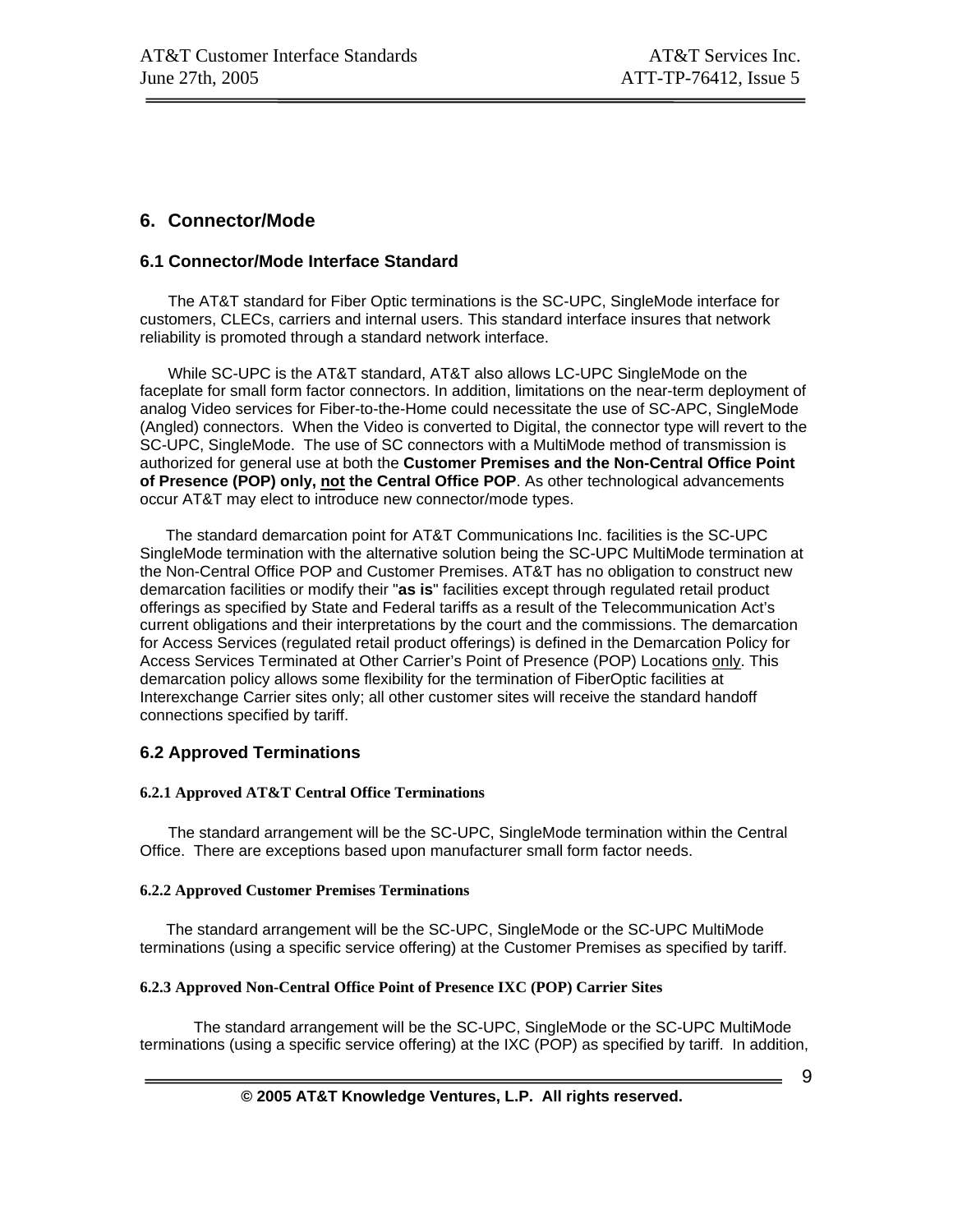# 6. Connector/Mode

## 6.1 Connector/Mode Interface Standard

The AT&T standard for Fiber Optic terminations is the SC-UPC, SingleMode interface for customers, CLECs, carriers and internal users. This standard interface insures that network reliability is promoted through a standard network interface.

While SC-UPC is the AT&T standard, AT&T also allows LC-UPC SingleMode on the faceplate for small form factor connectors. In addition, limitations on the near-term deployment of analog Video services for Fiber-to-the-Home could necessitate the use of SC-APC, SingleMode (Angled) connectors. When the Video is converted to Digital, the connector type will revert to the SC-UPC, SingleMode. The use of SC connectors with a MultiMode method of transmission is authorized for general use at both the **Customer Premises and the Non-Central Office Point of Presence (POP) only, <u>not</u> the Central Office POP**. As other technological advancements occur AT&T may elect to introduce new connector/mode types.

The standard demarcation point for AT&T Communications Inc. facilities is the SC-UPC SingleMode termination with the alternative solution being the SC-UPC MultiMode termination at the Non-Central Office POP and Customer Premises. AT&T has no obligation to construct new demarcation facilities or modify their "**as is**" facilities except through regulated retail product offerings as specified by State and Federal tariffs as a result of the Telecommunication Act's current obligations and their interpretations by the court and the commissions. The demarcation for Access Services (regulated retail product offerings) is defined in the Demarcation Policy for Access Services Terminated at Other Carrier's Point of Presence (POP) Locations <u>only</u>. This demarcation policy allows some flexibility for the termination of FiberOptic facilities at Interexchange Carrier sites only; all other customer sites will receive the standard handoff connections specified by tariff.

## 6.2 Approved Terminations

### 6.2.1 Approved AT&T Central Office Terminations

The standard arrangement will be the SC-UPC, SingleMode termination within the Central Office. There are exceptions based upon manufacturer small form factor needs.

### 6.2.2 Approved Customer Premises Terminations

The standard arrangement will be the SC-UPC, SingleMode or the SC-UPC MultiMode terminations (using a specific service offering) at the Customer Premises as specified by tariff.

### 6.2.3 Approved Non-Central Office Point of Presence IXC (POP) Carrier Sites

The standard arrangement will be the SC-UPC, SingleMode or the SC-UPC MultiMode terminations (using a specific service offering) at the IXC (POP) as specified by tariff. In addition,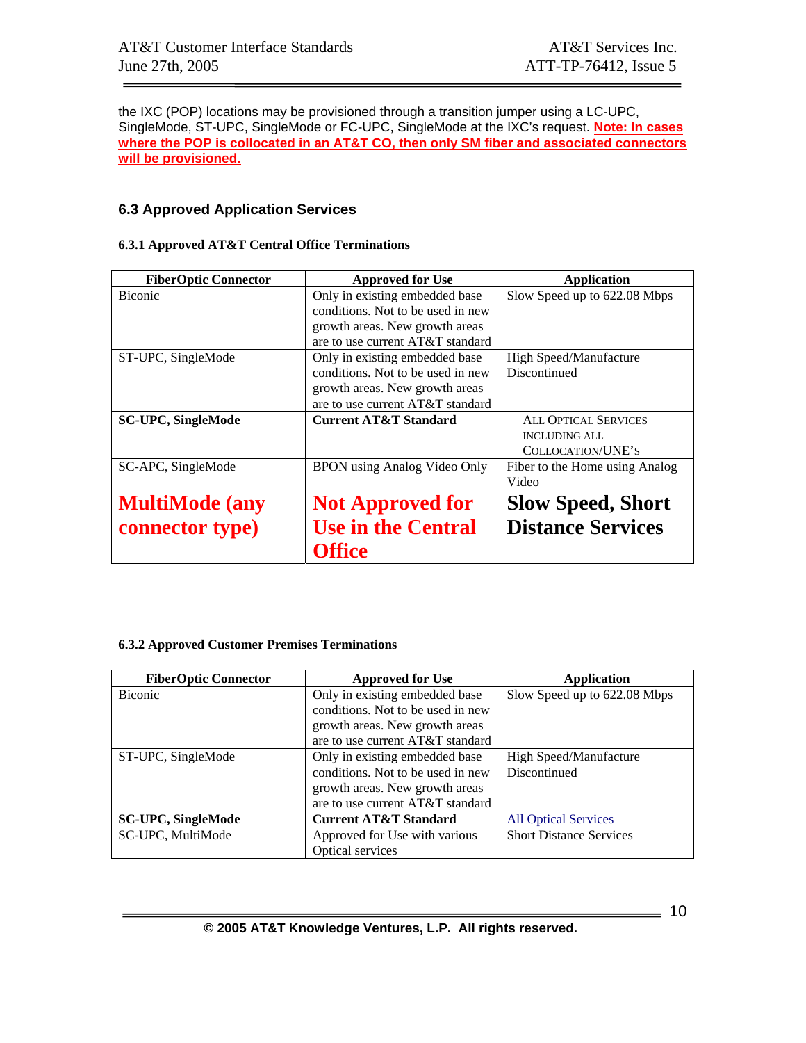the IXC (POP) locations may be provisioned through a transition jumper using a LC-UPC, SingleMode, ST-UPC, SingleMode or FC-UPC, SingleMode at the IXC's request. **Note: In cases where the POP is collocated in an AT&T CO, then only SM fiber and associated connectors will be provisioned.**

### 6.3 Approved Application Services

#### 6.3.1 Approved AT&T Central Office Terminations

| FiberOptic Connector | Approved for Use | Application |
|---|---|---|
| Biconic | Only in existing embedded base conditions. Not to be used in new growth areas. New growth areas are to use current AT&T standard | Slow Speed up to 622.08 Mbps |
| ST-UPC, SingleMode | Only in existing embedded base conditions. Not to be used in new growth areas. New growth areas are to use current AT&T standard | High Speed/Manufacture Discontinued |
| **SC-UPC, SingleMode** | **Current AT&T Standard** | ALL OPTICAL SERVICES INCLUDING ALL COLLOCATION/UNE'S |
| SC-APC, SingleMode | BPON using Analog Video Only | Fiber to the Home using Analog Video |
| **MultiMode (any connector type)** | **Not Approved for Use in the Central Office** | **Slow Speed, Short Distance Services** |

#### 6.3.2 Approved Customer Premises Terminations

| FiberOptic Connector | Approved for Use | Application |
|---|---|---|
| Biconic | Only in existing embedded base conditions. Not to be used in new growth areas. New growth areas are to use current AT&T standard | Slow Speed up to 622.08 Mbps |
| ST-UPC, SingleMode | Only in existing embedded base conditions. Not to be used in new growth areas. New growth areas are to use current AT&T standard | High Speed/Manufacture Discontinued |
| **SC-UPC, SingleMode** | **Current AT&T Standard** | All Optical Services |
| SC-UPC, MultiMode | Approved for Use with various Optical services | Short Distance Services |

© 2005 AT&T Knowledge Ventures, L.P. All rights reserved.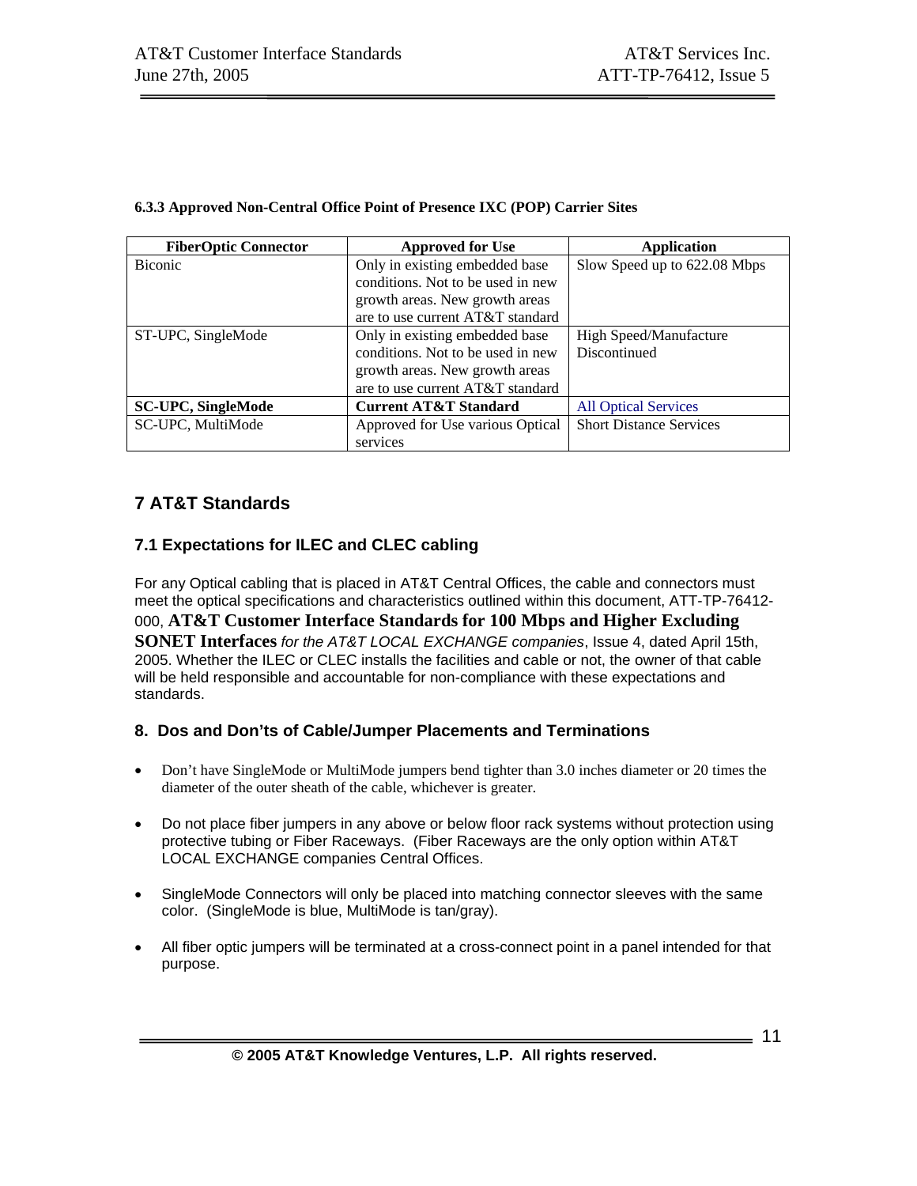#### 6.3.3 Approved Non-Central Office Point of Presence IXC (POP) Carrier Sites

| FiberOptic Connector | Approved for Use | Application |
|---|---|---|
| Biconic | Only in existing embedded base conditions. Not to be used in new growth areas. New growth areas are to use current AT&T standard | Slow Speed up to 622.08 Mbps |
| ST-UPC, SingleMode | Only in existing embedded base conditions. Not to be used in new growth areas. New growth areas are to use current AT&T standard | High Speed/Manufacture Discontinued |
| **SC-UPC, SingleMode** | **Current AT&T Standard** | All Optical Services |
| SC-UPC, MultiMode | Approved for Use various Optical services | Short Distance Services |

## 7 AT&T Standards

### 7.1 Expectations for ILEC and CLEC cabling

For any Optical cabling that is placed in AT&T Central Offices, the cable and connectors must meet the optical specifications and characteristics outlined within this document, ATT-TP-76412-000, **AT&T Customer Interface Standards for 100 Mbps and Higher Excluding SONET Interfaces** *for the AT&T LOCAL EXCHANGE companies*, Issue 4, dated April 15th, 2005. Whether the ILEC or CLEC installs the facilities and cable or not, the owner of that cable will be held responsible and accountable for non-compliance with these expectations and standards.

## 8. Dos and Don'ts of Cable/Jumper Placements and Terminations

- Don't have SingleMode or MultiMode jumpers bend tighter than 3.0 inches diameter or 20 times the diameter of the outer sheath of the cable, whichever is greater.
- Do not place fiber jumpers in any above or below floor rack systems without protection using protective tubing or Fiber Raceways. (Fiber Raceways are the only option within AT&T LOCAL EXCHANGE companies Central Offices.
- SingleMode Connectors will only be placed into matching connector sleeves with the same color. (SingleMode is blue, MultiMode is tan/gray).
- All fiber optic jumpers will be terminated at a cross-connect point in a panel intended for that purpose.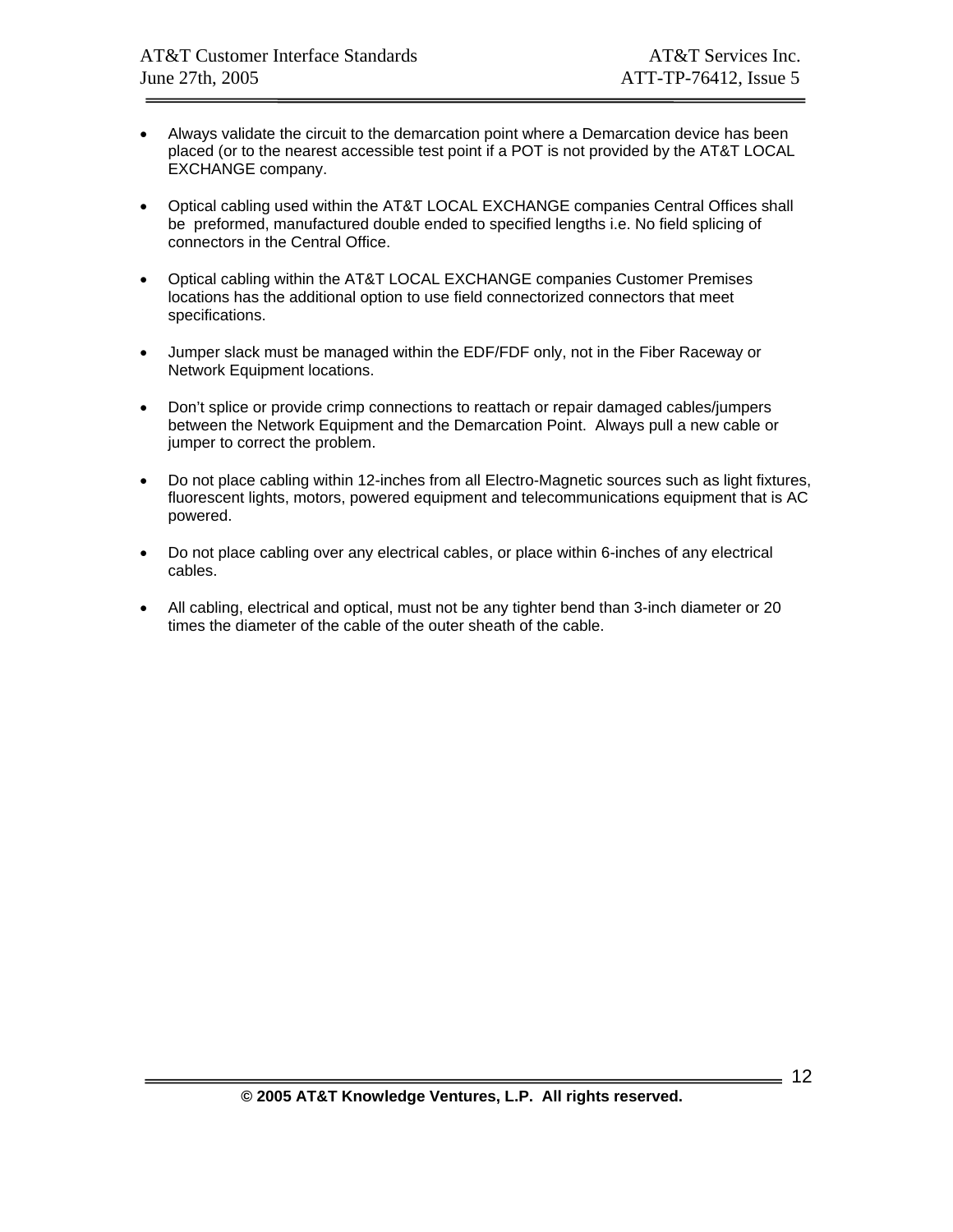- Always validate the circuit to the demarcation point where a Demarcation device has been placed (or to the nearest accessible test point if a POT is not provided by the AT&T LOCAL EXCHANGE company.

- Optical cabling used within the AT&T LOCAL EXCHANGE companies Central Offices shall be preformed, manufactured double ended to specified lengths i.e. No field splicing of connectors in the Central Office.

- Optical cabling within the AT&T LOCAL EXCHANGE companies Customer Premises locations has the additional option to use field connectorized connectors that meet specifications.

- Jumper slack must be managed within the EDF/FDF only, not in the Fiber Raceway or Network Equipment locations.

- Don't splice or provide crimp connections to reattach or repair damaged cables/jumpers between the Network Equipment and the Demarcation Point. Always pull a new cable or jumper to correct the problem.

- Do not place cabling within 12-inches from all Electro-Magnetic sources such as light fixtures, fluorescent lights, motors, powered equipment and telecommunications equipment that is AC powered.

- Do not place cabling over any electrical cables, or place within 6-inches of any electrical cables.

- All cabling, electrical and optical, must not be any tighter bend than 3-inch diameter or 20 times the diameter of the cable of the outer sheath of the cable.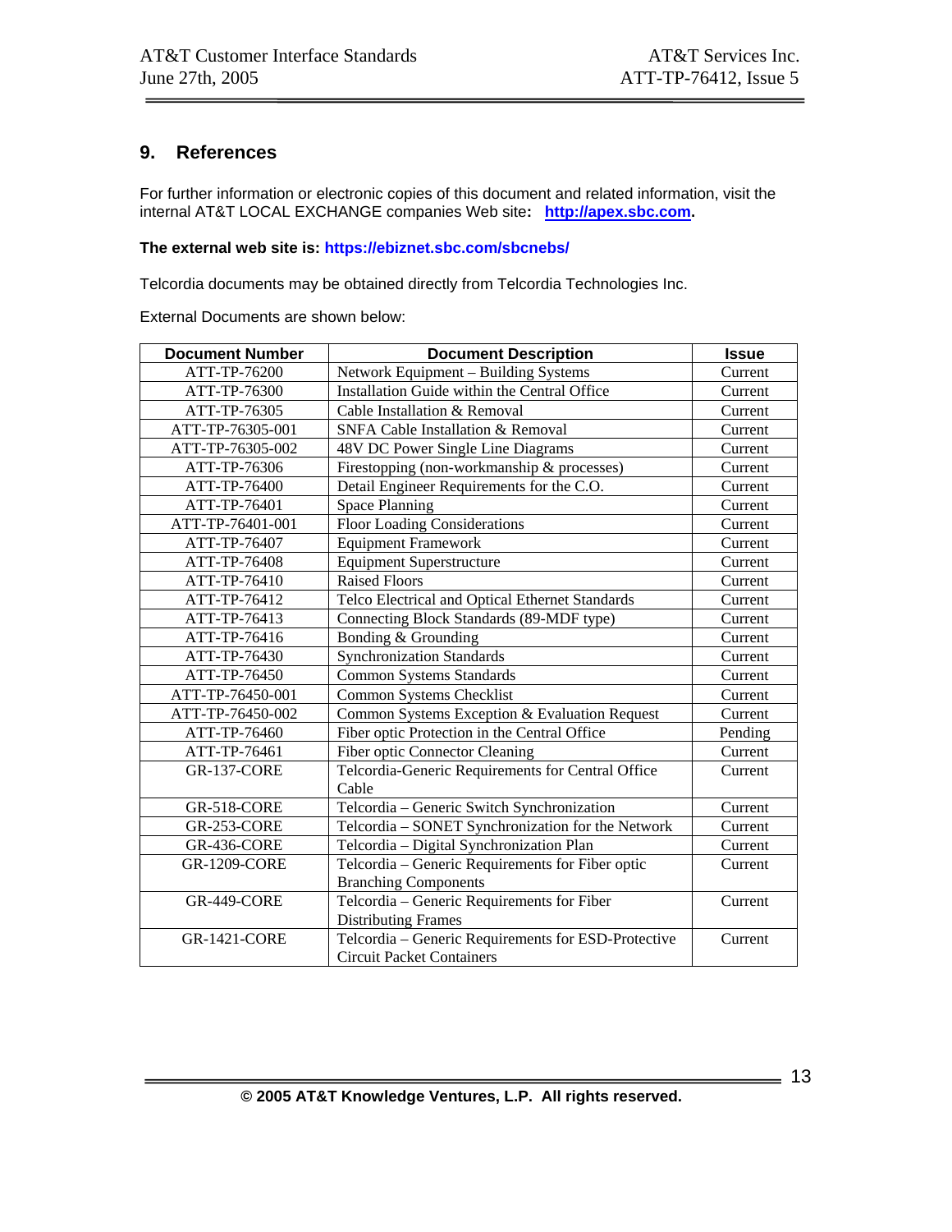## 9. References

For further information or electronic copies of this document and related information, visit the internal AT&T LOCAL EXCHANGE companies Web site: **http://apex.sbc.com**.

**The external web site is: https://ebiznet.sbc.com/sbcnebs/**

Telcordia documents may be obtained directly from Telcordia Technologies Inc.

External Documents are shown below:

| Document Number | Document Description | Issue |
|---|---|---|
| ATT-TP-76200 | Network Equipment – Building Systems | Current |
| ATT-TP-76300 | Installation Guide within the Central Office | Current |
| ATT-TP-76305 | Cable Installation & Removal | Current |
| ATT-TP-76305-001 | SNFA Cable Installation & Removal | Current |
| ATT-TP-76305-002 | 48V DC Power Single Line Diagrams | Current |
| ATT-TP-76306 | Firestopping (non-workmanship & processes) | Current |
| ATT-TP-76400 | Detail Engineer Requirements for the C.O. | Current |
| ATT-TP-76401 | Space Planning | Current |
| ATT-TP-76401-001 | Floor Loading Considerations | Current |
| ATT-TP-76407 | Equipment Framework | Current |
| ATT-TP-76408 | Equipment Superstructure | Current |
| ATT-TP-76410 | Raised Floors | Current |
| ATT-TP-76412 | Telco Electrical and Optical Ethernet Standards | Current |
| ATT-TP-76413 | Connecting Block Standards (89-MDF type) | Current |
| ATT-TP-76416 | Bonding & Grounding | Current |
| ATT-TP-76430 | Synchronization Standards | Current |
| ATT-TP-76450 | Common Systems Standards | Current |
| ATT-TP-76450-001 | Common Systems Checklist | Current |
| ATT-TP-76450-002 | Common Systems Exception & Evaluation Request | Current |
| ATT-TP-76460 | Fiber optic Protection in the Central Office | Pending |
| ATT-TP-76461 | Fiber optic Connector Cleaning | Current |
| GR-137-CORE | Telcordia-Generic Requirements for Central Office Cable | Current |
| GR-518-CORE | Telcordia – Generic Switch Synchronization | Current |
| GR-253-CORE | Telcordia – SONET Synchronization for the Network | Current |
| GR-436-CORE | Telcordia – Digital Synchronization Plan | Current |
| GR-1209-CORE | Telcordia – Generic Requirements for Fiber optic Branching Components | Current |
| GR-449-CORE | Telcordia – Generic Requirements for Fiber Distributing Frames | Current |
| GR-1421-CORE | Telcordia – Generic Requirements for ESD-Protective Circuit Packet Containers | Current |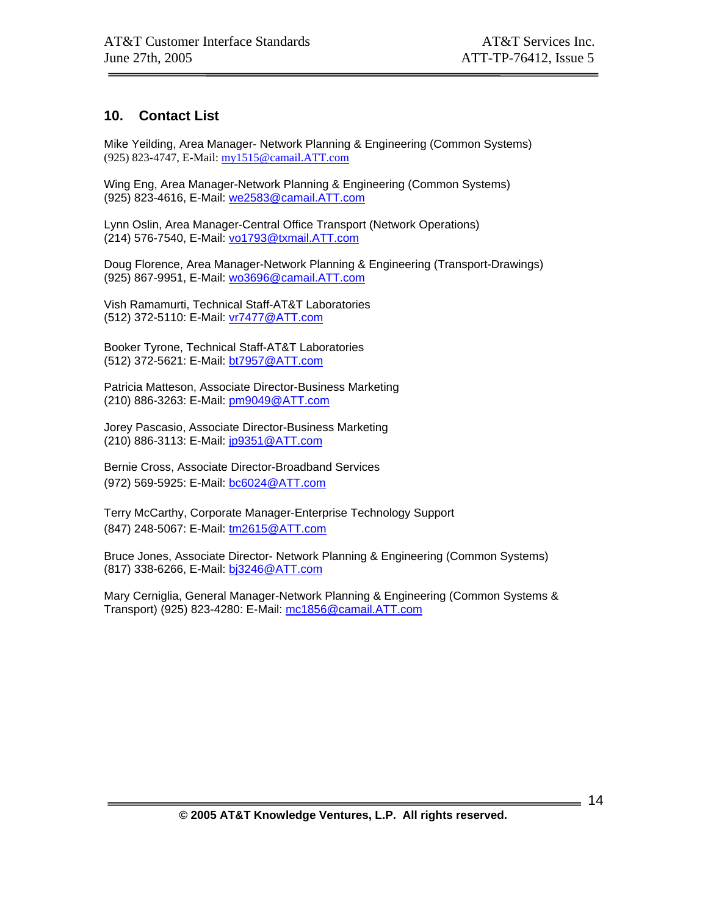## 10. Contact List

Mike Yeilding, Area Manager- Network Planning & Engineering (Common Systems)
(925) 823-4747, E-Mail: my1515@camail.ATT.com

Wing Eng, Area Manager-Network Planning & Engineering (Common Systems)
(925) 823-4616, E-Mail: we2583@camail.ATT.com

Lynn Oslin, Area Manager-Central Office Transport (Network Operations)
(214) 576-7540, E-Mail: vo1793@txmail.ATT.com

Doug Florence, Area Manager-Network Planning & Engineering (Transport-Drawings)
(925) 867-9951, E-Mail: wo3696@camail.ATT.com

Vish Ramamurti, Technical Staff-AT&T Laboratories
(512) 372-5110: E-Mail: vr7477@ATT.com

Booker Tyrone, Technical Staff-AT&T Laboratories
(512) 372-5621: E-Mail: bt7957@ATT.com

Patricia Matteson, Associate Director-Business Marketing
(210) 886-3263: E-Mail: pm9049@ATT.com

Jorey Pascasio, Associate Director-Business Marketing
(210) 886-3113: E-Mail: jp9351@ATT.com

Bernie Cross, Associate Director-Broadband Services
(972) 569-5925: E-Mail: bc6024@ATT.com

Terry McCarthy, Corporate Manager-Enterprise Technology Support
(847) 248-5067: E-Mail: tm2615@ATT.com

Bruce Jones, Associate Director- Network Planning & Engineering (Common Systems)
(817) 338-6266, E-Mail: bj3246@ATT.com

Mary Cerniglia, General Manager-Network Planning & Engineering (Common Systems & Transport) (925) 823-4280: E-Mail: mc1856@camail.ATT.com